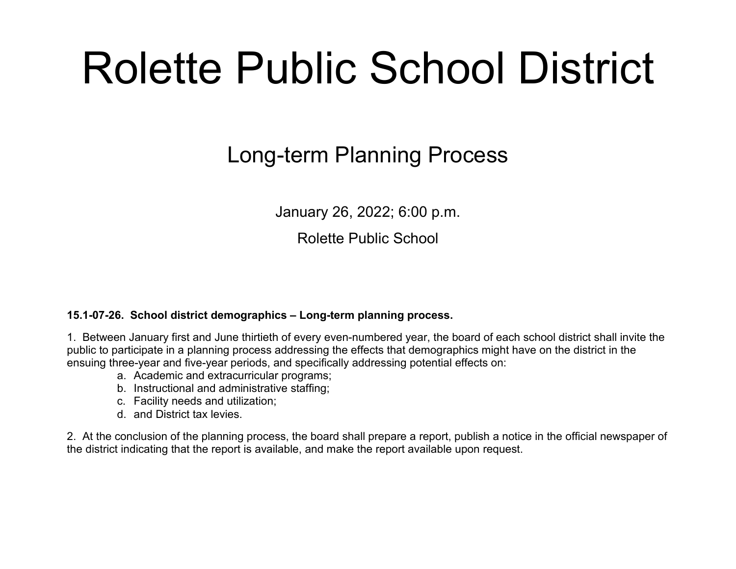# Rolette Public School District

## Long-term Planning Process

January 26, 2022; 6:00 p.m.

Rolette Public School

**15.1-07-26. School district demographics – Long-term planning process.**

1. Between January first and June thirtieth of every even-numbered year, the board of each school district shall invite the public to participate in a planning process addressing the effects that demographics might have on the district in the ensuing three-year and five-year periods, and specifically addressing potential effects on:

   a. Academic and extracurricular programs;
   b. Instructional and administrative staffing;
   c. Facility needs and utilization;
   d. and District tax levies.

2. At the conclusion of the planning process, the board shall prepare a report, publish a notice in the official newspaper of the district indicating that the report is available, and make the report available upon request.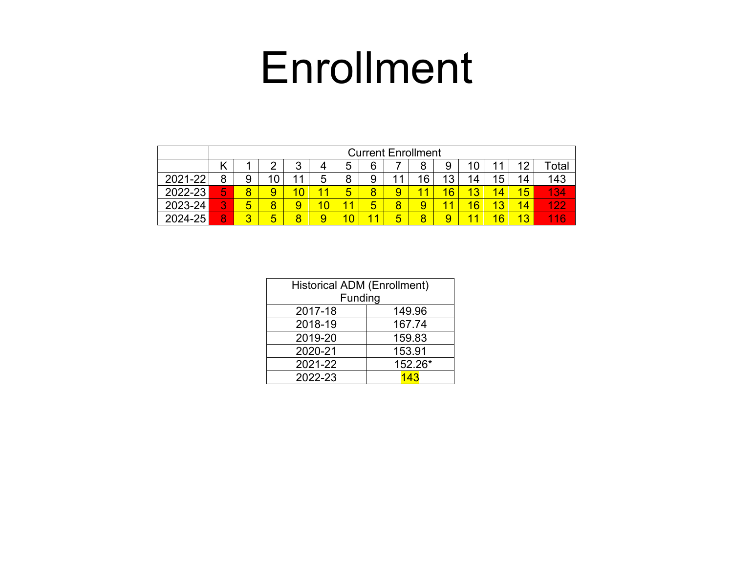# Enrollment

| | Current Enrollment | | | | | | | | | | | | | |
|---|---|---|---|---|---|---|---|---|---|---|---|---|---|---|
| | K | 1 | 2 | 3 | 4 | 5 | 6 | 7 | 8 | 9 | 10 | 11 | 12 | Total |
| 2021-22 | 8 | 9 | 10 | 11 | 5 | 8 | 9 | 11 | 16 | 13 | 14 | 15 | 14 | 143 |
| 2022-23 | 5 | 8 | 9 | 10 | 11 | 5 | 8 | 9 | 11 | 16 | 13 | 14 | 15 | 134 |
| 2023-24 | 3 | 5 | 8 | 9 | 10 | 11 | 5 | 8 | 9 | 11 | 16 | 13 | 14 | 122 |
| 2024-25 | 8 | 3 | 5 | 8 | 9 | 10 | 11 | 5 | 8 | 9 | 11 | 16 | 13 | 116 |

| Historical ADM (Enrollment) Funding | |
|---|---|
| 2017-18 | 149.96 |
| 2018-19 | 167.74 |
| 2019-20 | 159.83 |
| 2020-21 | 153.91 |
| 2021-22 | 152.26* |
| 2022-23 | 143 |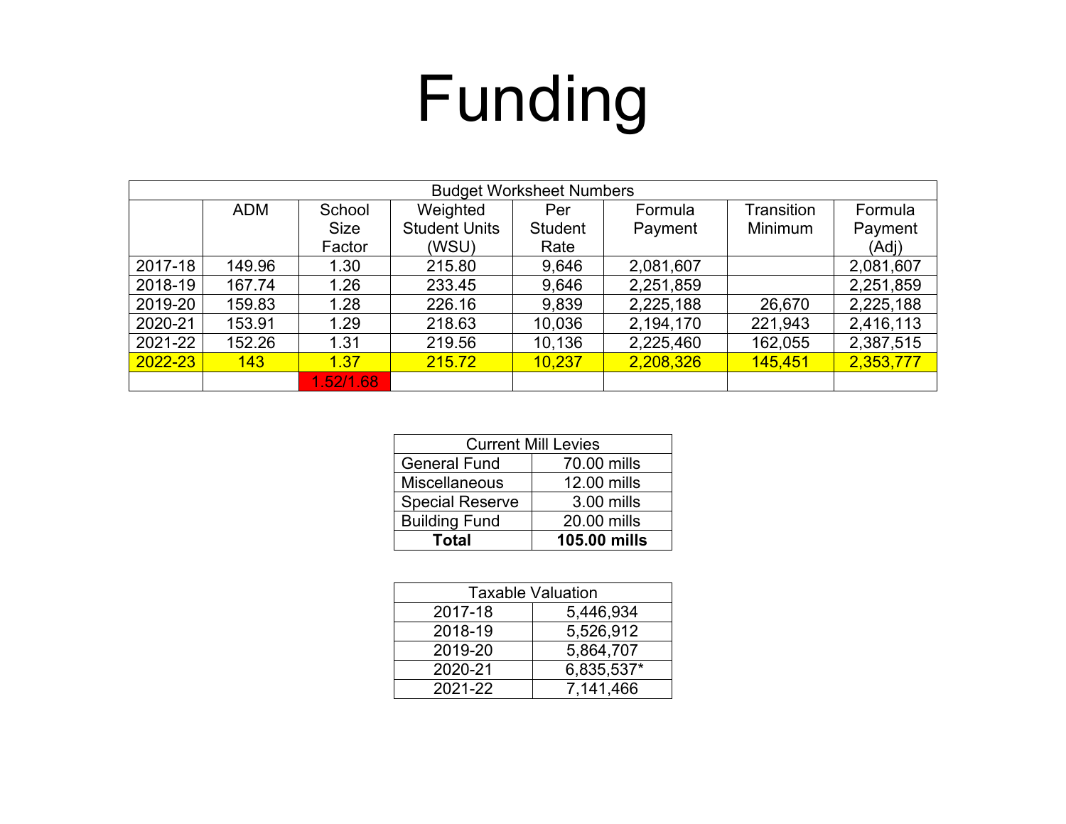# Funding

| Budget Worksheet Numbers | | | | | | | |
|---|---|---|---|---|---|---|---|
| | ADM | School Size Factor | Weighted Student Units (WSU) | Per Student Rate | Formula Payment | Transition Minimum | Formula Payment (Adj) |
| 2017-18 | 149.96 | 1.30 | 215.80 | 9,646 | 2,081,607 | | 2,081,607 |
| 2018-19 | 167.74 | 1.26 | 233.45 | 9,646 | 2,251,859 | | 2,251,859 |
| 2019-20 | 159.83 | 1.28 | 226.16 | 9,839 | 2,225,188 | 26,670 | 2,225,188 |
| 2020-21 | 153.91 | 1.29 | 218.63 | 10,036 | 2,194,170 | 221,943 | 2,416,113 |
| 2021-22 | 152.26 | 1.31 | 219.56 | 10,136 | 2,225,460 | 162,055 | 2,387,515 |
| 2022-23 | 143 | 1.37 | 215.72 | 10,237 | 2,208,326 | 145,451 | 2,353,777 |
| | | 1.52/1.68 | | | | | |

| Current Mill Levies | |
|---|---|
| General Fund | 70.00 mills |
| Miscellaneous | 12.00 mills |
| Special Reserve | 3.00 mills |
| Building Fund | 20.00 mills |
| **Total** | **105.00 mills** |

| Taxable Valuation | |
|---|---|
| 2017-18 | 5,446,934 |
| 2018-19 | 5,526,912 |
| 2019-20 | 5,864,707 |
| 2020-21 | 6,835,537* |
| 2021-22 | 7,141,466 |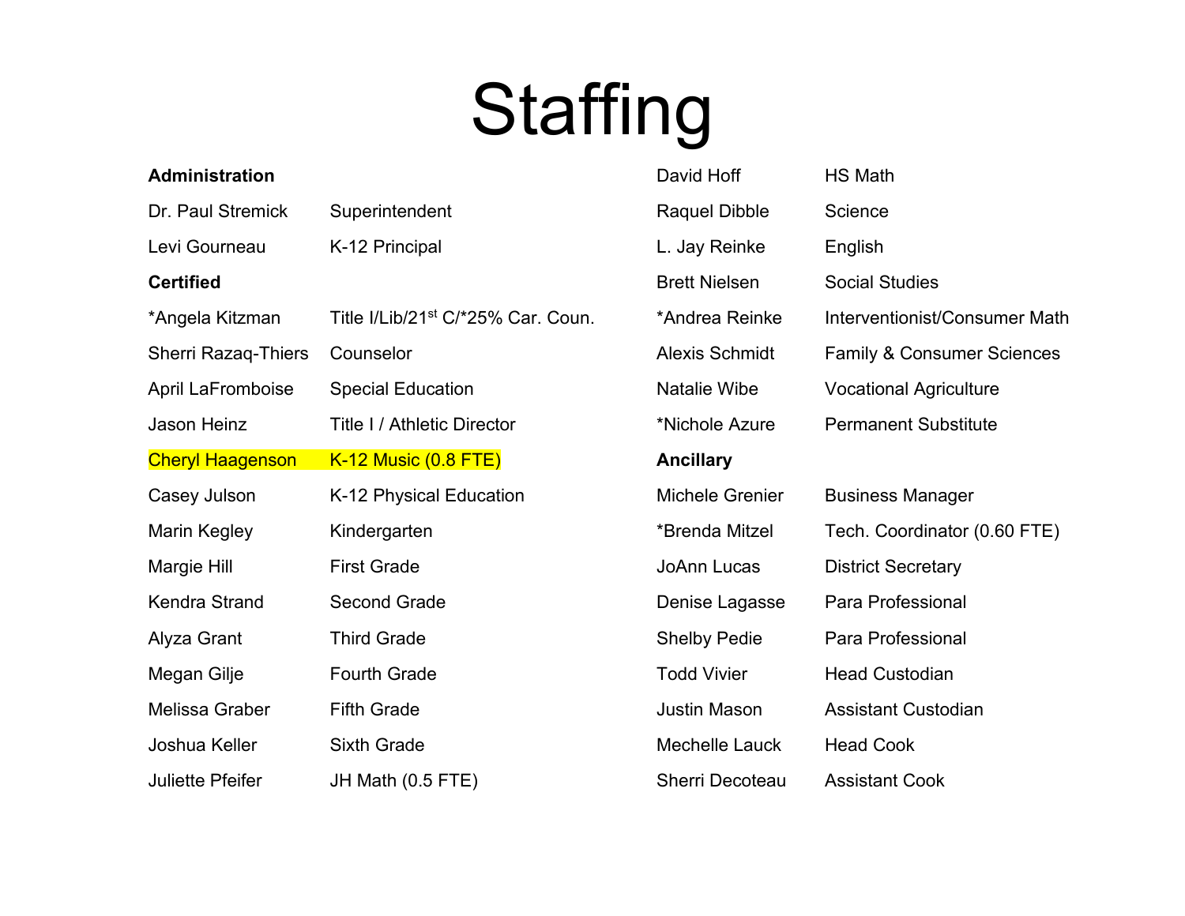# Staffing

**Administration**

| Name | Position |
| --- | --- |
| Dr. Paul Stremick | Superintendent |
| Levi Gourneau | K-12 Principal |

**Certified**

| Name | Position |
| --- | --- |
| *Angela Kitzman | Title I/Lib/21st C/*25% Car. Coun. |
| Sherri Razaq-Thiers | Counselor |
| April LaFromboise | Special Education |
| Jason Heinz | Title I / Athletic Director |
| Cheryl Haagenson | K-12 Music (0.8 FTE) |
| Casey Julson | K-12 Physical Education |
| Marin Kegley | Kindergarten |
| Margie Hill | First Grade |
| Kendra Strand | Second Grade |
| Alyza Grant | Third Grade |
| Megan Gilje | Fourth Grade |
| Melissa Graber | Fifth Grade |
| Joshua Keller | Sixth Grade |
| Juliette Pfeifer | JH Math (0.5 FTE) |
| David Hoff | HS Math |
| Raquel Dibble | Science |
| L. Jay Reinke | English |
| Brett Nielsen | Social Studies |
| *Andrea Reinke | Interventionist/Consumer Math |
| Alexis Schmidt | Family & Consumer Sciences |
| Natalie Wibe | Vocational Agriculture |
| *Nichole Azure | Permanent Substitute |

**Ancillary**

| Name | Position |
| --- | --- |
| Michele Grenier | Business Manager |
| *Brenda Mitzel | Tech. Coordinator (0.60 FTE) |
| JoAnn Lucas | District Secretary |
| Denise Lagasse | Para Professional |
| Shelby Pedie | Para Professional |
| Todd Vivier | Head Custodian |
| Justin Mason | Assistant Custodian |
| Mechelle Lauck | Head Cook |
| Sherri Decoteau | Assistant Cook |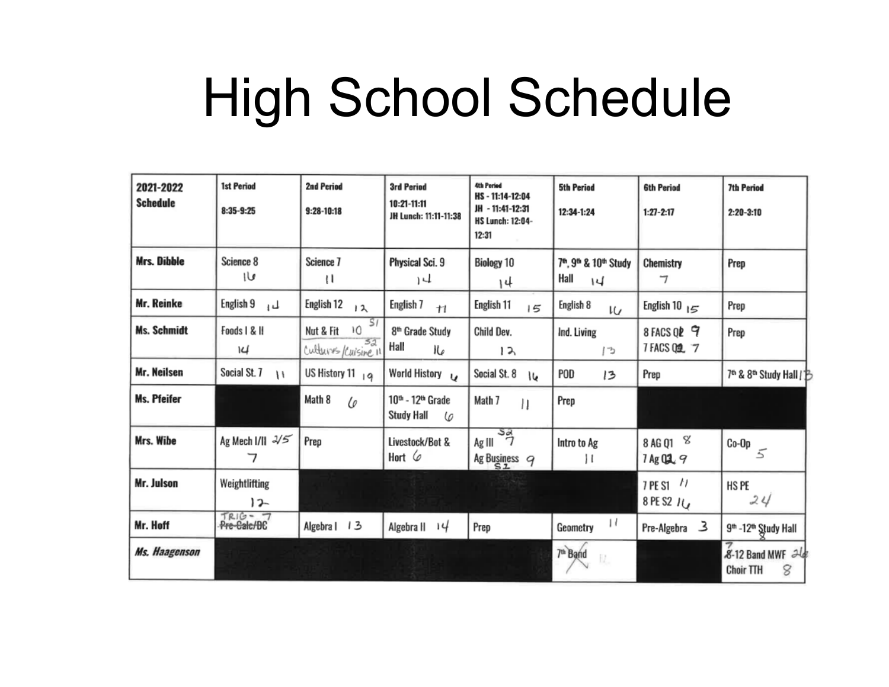# High School Schedule

| 2021-2022 Schedule | 1st Period 8:35-9:25 | 2nd Period 9:28-10:18 | 3rd Period 10:21-11:11 JH Lunch: 11:11-11:38 | 4th Period HS - 11:14-12:04 JH - 11:41-12:31 HS Lunch: 12:04-12:31 | 5th Period 12:34-1:24 | 6th Period 1:27-2:17 | 7th Period 2:20-3:10 |
|---|---|---|---|---|---|---|---|
| Mrs. Dibble | Science 8 16 | Science 7 11 | Physical Sci. 9 14 | Biology 10 14 | 7th, 9th & 10th Study Hall 14 | Chemistry 7 | Prep |
| Mr. Reinke | English 9 14 | English 12 12 | English 7 11 | English 11 15 | English 8 16 | English 10 15 | Prep |
| Ms. Schmidt | Foods I & II 14 | Nut & Fit 10 S1 / Cultures/Cuisine 11 S2 | 8th Grade Study Hall 16 | Child Dev. 12 | Ind. Living 13 | 8 FACS Q2 9 / 7 FACS Q1 7 | Prep |
| Mr. Neilsen | Social St. 7 11 | US History 11 19 | World History 4 | Social St. 8 16 | POD 13 | Prep | 7th & 8th Study Hall 13 |
| Ms. Pfeifer | | Math 8 6 | 10th - 12th Grade Study Hall 6 | Math 7 11 | Prep | | |
| Mrs. Wibe | Ag Mech I/II 2/5 7 | Prep | Livestock/Bot & Hort 6 | Ag III 7 S2 / Ag Business 9 S2 | Intro to Ag 11 | 8 AG Q1 8 / 7 Ag Q2 9 | Co-Op 5 |
| Mr. Julson | Weightlifting 12 | | | | | 7 PE S1 11 / 8 PE S2 16 | HS PE 24 |
| Mr. Hoff | ~~Pre-Calc/DC~~ TRIG - 7 | Algebra I 13 | Algebra II 14 | Prep | Geometry 11 | Pre-Algebra 3 | 9th -12th Study Hall 8 |
| *Ms. Haagenson* | | | | | ~~7th Band~~ | | 7-12 Band MWF 26 / Choir TTH 8 |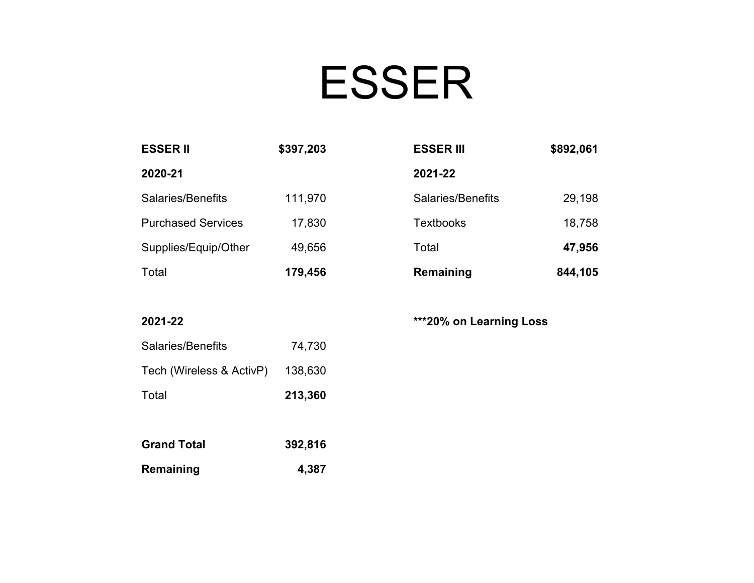# ESSER

| **ESSER II** | **$397,203** |
|---|---|
| **2020-21** | |
| Salaries/Benefits | 111,970 |
| Purchased Services | 17,830 |
| Supplies/Equip/Other | 49,656 |
| Total | **179,456** |
| | |
| **2021-22** | |
| Salaries/Benefits | 74,730 |
| Tech (Wireless & ActivP) | 138,630 |
| Total | **213,360** |
| | |
| **Grand Total** | **392,816** |
| **Remaining** | **4,387** |

| **ESSER III** | **$892,061** |
|---|---|
| **2021-22** | |
| Salaries/Benefits | 29,198 |
| Textbooks | 18,758 |
| Total | **47,956** |
| **Remaining** | **844,105** |

**\*\*\*20% on Learning Loss**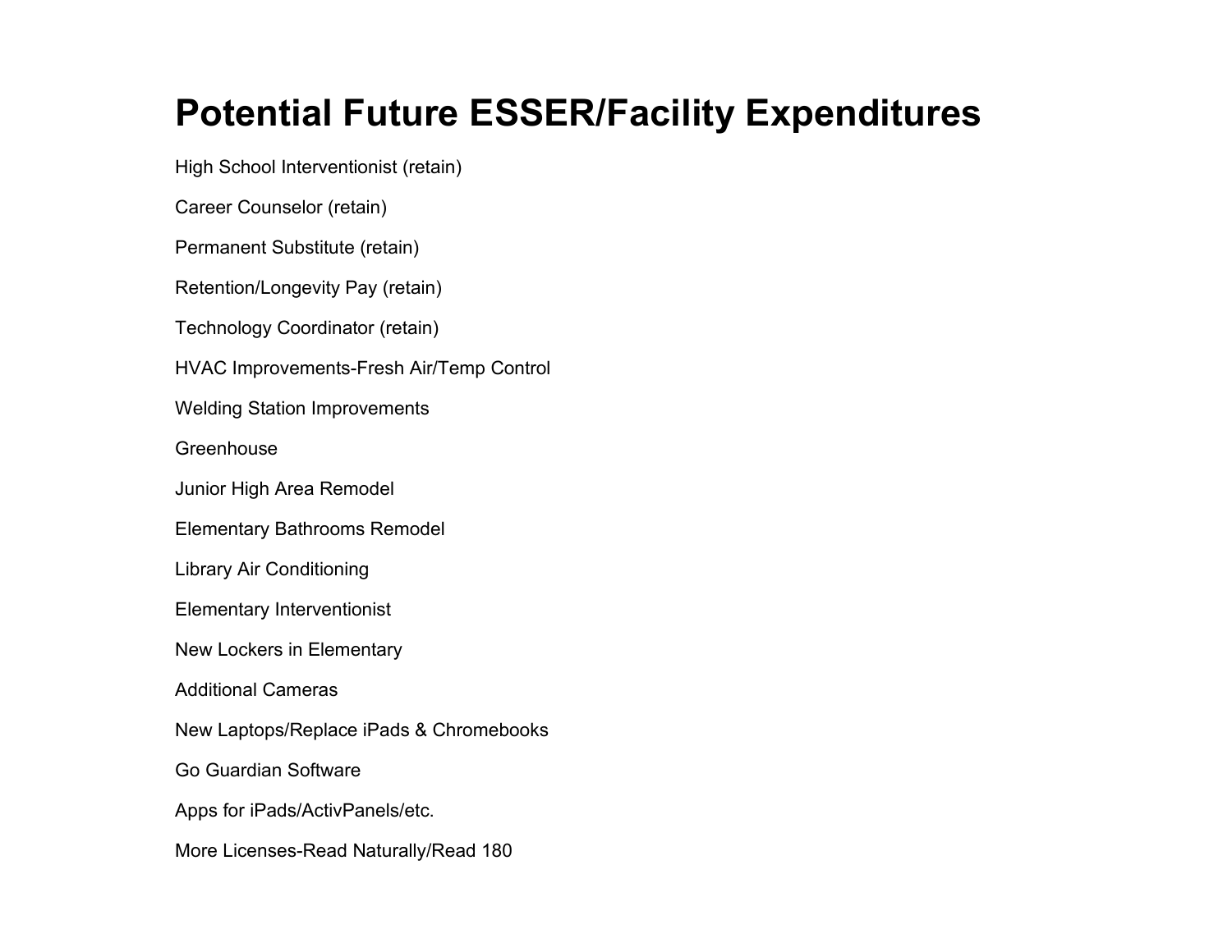# Potential Future ESSER/Facility Expenditures

High School Interventionist (retain)

Career Counselor (retain)

Permanent Substitute (retain)

Retention/Longevity Pay (retain)

Technology Coordinator (retain)

HVAC Improvements-Fresh Air/Temp Control

Welding Station Improvements

Greenhouse

Junior High Area Remodel

Elementary Bathrooms Remodel

Library Air Conditioning

Elementary Interventionist

New Lockers in Elementary

Additional Cameras

New Laptops/Replace iPads & Chromebooks

Go Guardian Software

Apps for iPads/ActivPanels/etc.

More Licenses-Read Naturally/Read 180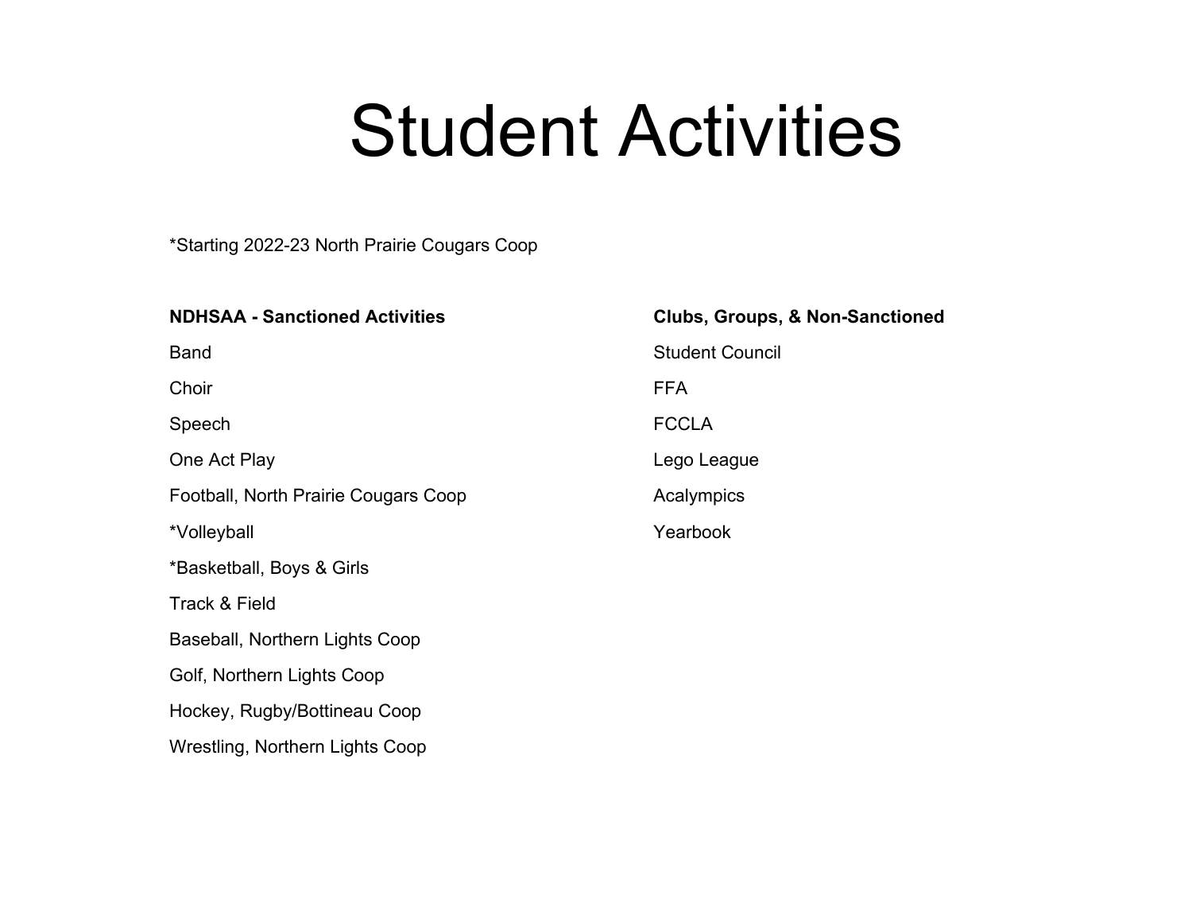# Student Activities

*Starting 2022-23 North Prairie Cougars Coop

**NDHSAA - Sanctioned Activities**

Band

Choir

Speech

One Act Play

Football, North Prairie Cougars Coop

*Volleyball

*Basketball, Boys & Girls

Track & Field

Baseball, Northern Lights Coop

Golf, Northern Lights Coop

Hockey, Rugby/Bottineau Coop

Wrestling, Northern Lights Coop

**Clubs, Groups, & Non-Sanctioned**

Student Council

FFA

FCCLA

Lego League

Acalympics

Yearbook